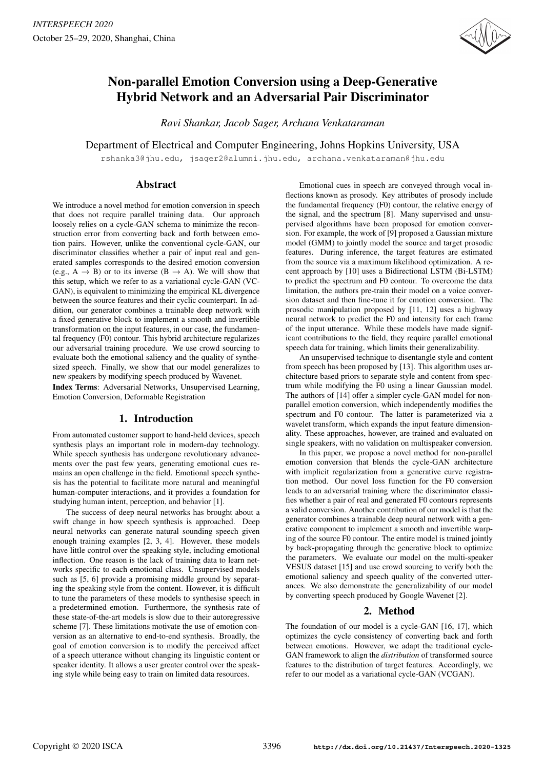# Non-parallel Emotion Conversion using a Deep-Generative Hybrid Network and an Adversarial Pair Discriminator

*Ravi Shankar, Jacob Sager, Archana Venkataraman*

Department of Electrical and Computer Engineering, Johns Hopkins University, USA

rshanka3@jhu.edu, jsager2@alumni.jhu.edu, archana.venkataraman@jhu.edu

## Abstract

We introduce a novel method for emotion conversion in speech that does not require parallel training data. Our approach loosely relies on a cycle-GAN schema to minimize the reconstruction error from converting back and forth between emotion pairs. However, unlike the conventional cycle-GAN, our discriminator classifies whether a pair of input real and generated samples corresponds to the desired emotion conversion (e.g., A → B) or to its inverse (B → A). We will show that this setup, which we refer to as a variational cycle-GAN (VC-GAN), is equivalent to minimizing the empirical KL divergence between the source features and their cyclic counterpart. In addition, our generator combines a trainable deep network with a fixed generative block to implement a smooth and invertible transformation on the input features, in our case, the fundamental frequency (F0) contour. This hybrid architecture regularizes our adversarial training procedure. We use crowd sourcing to evaluate both the emotional saliency and the quality of synthesized speech. Finally, we show that our model generalizes to new speakers by modifying speech produced by Wavenet.

**Index Terms**: Adversarial Networks, Unsupervised Learning, Emotion Conversion, Deformable Registration

## 1. Introduction

From automated customer support to hand-held devices, speech synthesis plays an important role in modern-day technology. While speech synthesis has undergone revolutionary advancements over the past few years, generating emotional cues remains an open challenge in the field. Emotional speech synthesis has the potential to facilitate more natural and meaningful human-computer interactions, and it provides a foundation for studying human intent, perception, and behavior [1].

The success of deep neural networks has brought about a swift change in how speech synthesis is approached. Deep neural networks can generate natural sounding speech given enough training examples [2, 3, 4]. However, these models have little control over the speaking style, including emotional inflection. One reason is the lack of training data to learn networks specific to each emotional class. Unsupervised models such as [5, 6] provide a promising middle ground by separating the speaking style from the content. However, it is difficult to tune the parameters of these models to synthesise speech in a predetermined emotion. Furthermore, the synthesis rate of these state-of-the-art models is slow due to their autoregressive scheme [7]. These limitations motivate the use of emotion conversion as an alternative to end-to-end synthesis. Broadly, the goal of emotion conversion is to modify the perceived affect of a speech utterance without changing its linguistic content or speaker identity. It allows a user greater control over the speaking style while being easy to train on limited data resources.

Emotional cues in speech are conveyed through vocal inflections known as prosody. Key attributes of prosody include the fundamental frequency (F0) contour, the relative energy of the signal, and the spectrum [8]. Many supervised and unsupervised algorithms have been proposed for emotion conversion. For example, the work of [9] proposed a Gaussian mixture model (GMM) to jointly model the source and target prosodic features. During inference, the target features are estimated from the source via a maximum likelihood optimization. A recent approach by [10] uses a Bidirectional LSTM (Bi-LSTM) to predict the spectrum and F0 contour. To overcome the data limitation, the authors pre-train their model on a voice conversion dataset and then fine-tune it for emotion conversion. The prosodic manipulation proposed by [11, 12] uses a highway neural network to predict the F0 and intensity for each frame of the input utterance. While these models have made significant contributions to the field, they require parallel emotional speech data for training, which limits their generalizability.

An unsupervised technique to disentangle style and content from speech has been proposed by [13]. This algorithm uses architecture based priors to separate style and content from spectrum while modifying the F0 using a linear Gaussian model. The authors of [14] offer a simpler cycle-GAN model for non-parallel emotion conversion, which independently modifies the spectrum and F0 contour. The latter is parameterized via a wavelet transform, which expands the input feature dimensionality. These approaches, however, are trained and evaluated on single speakers, with no validation on multispeaker conversion.

In this paper, we propose a novel method for non-parallel emotion conversion that blends the cycle-GAN architecture with implicit regularization from a generative curve registration method. Our novel loss function for the F0 conversion leads to an adversarial training where the discriminator classifies whether a pair of real and generated F0 contours represents a valid conversion. Another contribution of our model is that the generator combines a trainable deep neural network with a generative component to implement a smooth and invertible warping of the source F0 contour. The entire model is trained jointly by back-propagating through the generative block to optimize the parameters. We evaluate our model on the multi-speaker VESUS dataset [15] and use crowd sourcing to verify both the emotional saliency and speech quality of the converted utterances. We also demonstrate the generalizability of our model by converting speech produced by Google Wavenet [2].

## 2. Method

The foundation of our model is a cycle-GAN [16, 17], which optimizes the cycle consistency of converting back and forth between emotions. However, we adapt the traditional cycle-GAN framework to align the *distribution* of transformed source features to the distribution of target features. Accordingly, we refer to our model as a variational cycle-GAN (VCGAN).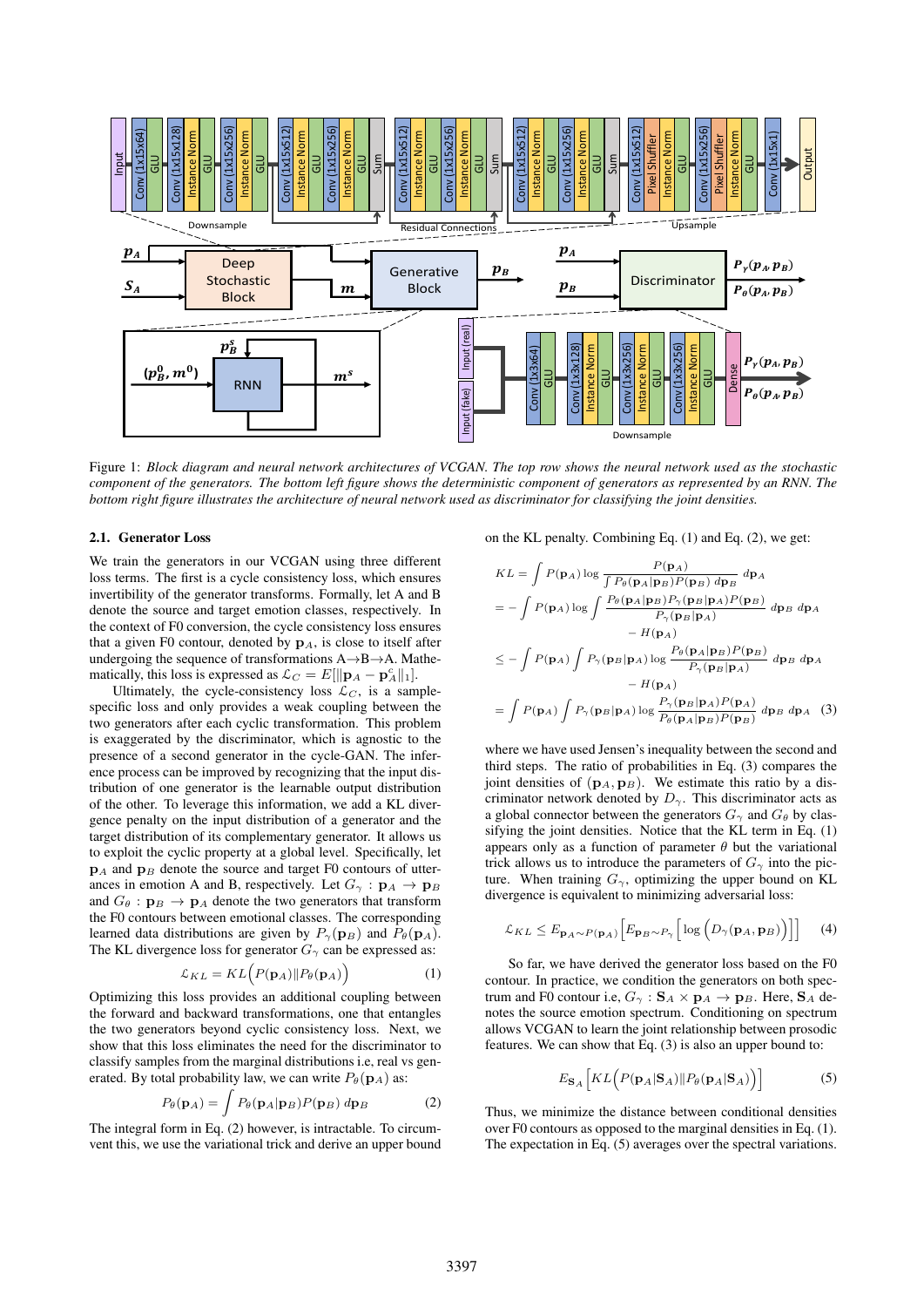Figure 1: *Block diagram and neural network architectures of VCGAN. The top row shows the neural network used as the stochastic component of the generators. The bottom left figure shows the deterministic component of generators as represented by an RNN. The bottom right figure illustrates the architecture of neural network used as discriminator for classifying the joint densities.*

### 2.1. Generator Loss

We train the generators in our VCGAN using three different loss terms. The first is a cycle consistency loss, which ensures invertibility of the generator transforms. Formally, let A and B denote the source and target emotion classes, respectively. In the context of F0 conversion, the cycle consistency loss ensures that a given F0 contour, denoted by $\mathbf{p}_A$, is close to itself after undergoing the sequence of transformations A→B→A. Mathematically, this loss is expressed as $\mathcal{L}_C = E[\|\mathbf{p}_A - \mathbf{p}_A^c\|_1]$.

Ultimately, the cycle-consistency loss $\mathcal{L}_C$, is a sample-specific loss and only provides a weak coupling between the two generators after each cyclic transformation. This problem is exaggerated by the discriminator, which is agnostic to the presence of a second generator in the cycle-GAN. The inference process can be improved by recognizing that the input distribution of one generator is the learnable output distribution of the other. To leverage this information, we add a KL divergence penalty on the input distribution of a generator and the target distribution of its complementary generator. It allows us to exploit the cyclic property at a global level. Specifically, let $\mathbf{p}_A$ and $\mathbf{p}_B$ denote the source and target F0 contours of utterances in emotion A and B, respectively. Let $G_\gamma : \mathbf{p}_A \rightarrow \mathbf{p}_B$ and $G_\theta : \mathbf{p}_B \rightarrow \mathbf{p}_A$ denote the two generators that transform the F0 contours between emotional classes. The corresponding learned data distributions are given by $P_\gamma(\mathbf{p}_B)$ and $P_\theta(\mathbf{p}_A)$. The KL divergence loss for generator $G_\gamma$ can be expressed as:

$$\mathcal{L}_{KL} = KL\Big(P(\mathbf{p}_A) \| P_\theta(\mathbf{p}_A)\Big) \tag{1}$$

Optimizing this loss provides an additional coupling between the forward and backward transformations, one that entangles the two generators beyond cyclic consistency loss. Next, we show that this loss eliminates the need for the discriminator to classify samples from the marginal distributions i.e, real vs generated. By total probability law, we can write $P_\theta(\mathbf{p}_A)$ as:

$$P_\theta(\mathbf{p}_A) = \int P_\theta(\mathbf{p}_A|\mathbf{p}_B) P(\mathbf{p}_B)\, d\mathbf{p}_B \tag{2}$$

The integral form in Eq. (2) however, is intractable. To circumvent this, we use the variational trick and derive an upper bound on the KL penalty. Combining Eq. (1) and Eq. (2), we get:

$$\begin{aligned}
KL &= \int P(\mathbf{p}_A) \log \frac{P(\mathbf{p}_A)}{\int P_\theta(\mathbf{p}_A|\mathbf{p}_B) P(\mathbf{p}_B)\, d\mathbf{p}_B}\, d\mathbf{p}_A \\
&= -\int P(\mathbf{p}_A) \log \int \frac{P_\theta(\mathbf{p}_A|\mathbf{p}_B) P_\gamma(\mathbf{p}_B|\mathbf{p}_A) P(\mathbf{p}_B)}{P_\gamma(\mathbf{p}_B|\mathbf{p}_A)}\, d\mathbf{p}_B\, d\mathbf{p}_A \\
&\qquad - H(\mathbf{p}_A) \\
&\leq -\int P(\mathbf{p}_A) \int P_\gamma(\mathbf{p}_B|\mathbf{p}_A) \log \frac{P_\theta(\mathbf{p}_A|\mathbf{p}_B) P(\mathbf{p}_B)}{P_\gamma(\mathbf{p}_B|\mathbf{p}_A)}\, d\mathbf{p}_B\, d\mathbf{p}_A \\
&\qquad - H(\mathbf{p}_A) \\
&= \int P(\mathbf{p}_A) \int P_\gamma(\mathbf{p}_B|\mathbf{p}_A) \log \frac{P_\gamma(\mathbf{p}_B|\mathbf{p}_A) P(\mathbf{p}_A)}{P_\theta(\mathbf{p}_A|\mathbf{p}_B) P(\mathbf{p}_B)}\, d\mathbf{p}_B\, d\mathbf{p}_A
\end{aligned} \tag{3}$$

where we have used Jensen's inequality between the second and third steps. The ratio of probabilities in Eq. (3) compares the joint densities of $(\mathbf{p}_A, \mathbf{p}_B)$. We estimate this ratio by a discriminator network denoted by $D_\gamma$. This discriminator acts as a global connector between the generators $G_\gamma$ and $G_\theta$ by classifying the joint densities. Notice that the KL term in Eq. (1) appears only as a function of parameter $\theta$ but the variational trick allows us to introduce the parameters of $G_\gamma$ into the picture. When training $G_\gamma$, optimizing the upper bound on KL divergence is equivalent to minimizing adversarial loss:

$$\mathcal{L}_{KL} \leq E_{\mathbf{p}_A \sim P(\mathbf{p}_A)}\Big[E_{\mathbf{p}_B \sim P_\gamma}\Big[\log\Big(D_\gamma(\mathbf{p}_A, \mathbf{p}_B)\Big)\Big]\Big] \tag{4}$$

So far, we have derived the generator loss based on the F0 contour. In practice, we condition the generators on both spectrum and F0 contour i.e, $G_\gamma : \mathbf{S}_A \times \mathbf{p}_A \rightarrow \mathbf{p}_B$. Here, $\mathbf{S}_A$ denotes the source emotion spectrum. Conditioning on spectrum allows VCGAN to learn the joint relationship between prosodic features. We can show that Eq. (3) is also an upper bound to:

$$E_{\mathbf{S}_A}\Big[KL\Big(P(\mathbf{p}_A|\mathbf{S}_A) \| P_\theta(\mathbf{p}_A|\mathbf{S}_A)\Big)\Big] \tag{5}$$

Thus, we minimize the distance between conditional densities over F0 contours as opposed to the marginal densities in Eq. (1). The expectation in Eq. (5) averages over the spectral variations.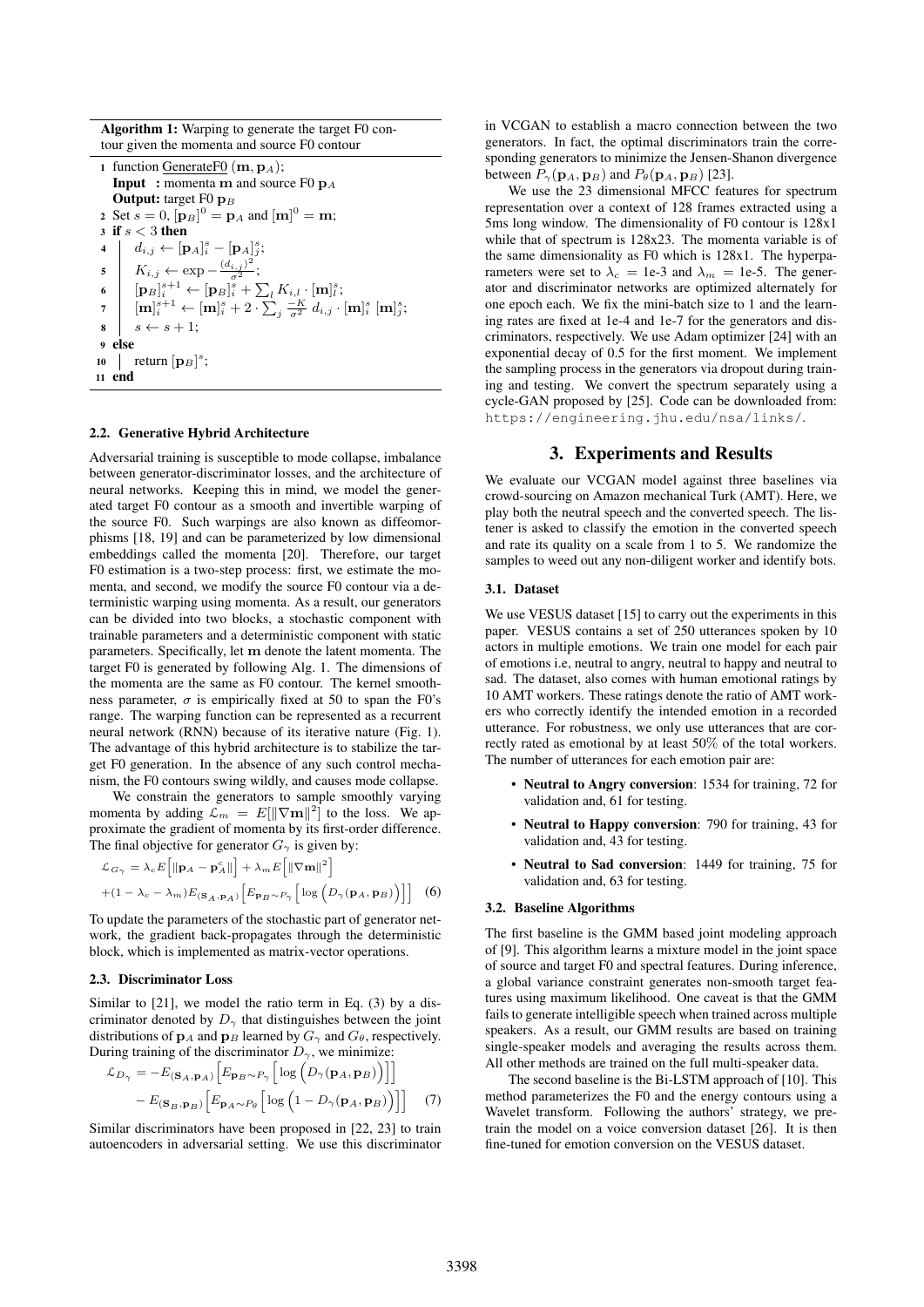**Algorithm 1:** Warping to generate the target F0 contour given the momenta and source F0 contour

```
1  function GenerateF0 (m, p_A);
   Input  : momenta m and source F0 p_A
   Output: target F0 p_B
2  Set s = 0, [p_B]^0 = p_A and [m]^0 = m;
3  if s < 3 then
4  |   d_{i,j} ← [p_A]_i^s − [p_A]_j^s;
5  |   K_{i,j} ← exp − (d_{i,j})^2 / σ^2;
6  |   [p_B]_i^{s+1} ← [p_B]_i^s + Σ_l K_{i,l} · [m]_l^s;
7  |   [m]_i^{s+1} ← [m]_i^s + 2 · Σ_j (−K/σ^2) d_{i,j} · [m]_i^s [m]_j^s;
8  |   s ← s + 1;
9  else
10 |   return [p_B]^s;
11 end
```

### 2.2. Generative Hybrid Architecture

Adversarial training is susceptible to mode collapse, imbalance between generator-discriminator losses, and the architecture of neural networks. Keeping this in mind, we model the generated target F0 contour as a smooth and invertible warping of the source F0. Such warpings are also known as diffeomorphisms [18, 19] and can be parameterized by low dimensional embeddings called the momenta [20]. Therefore, our target F0 estimation is a two-step process: first, we estimate the momenta, and second, we modify the source F0 contour via a deterministic warping using momenta. As a result, our generators can be divided into two blocks, a stochastic component with trainable parameters and a deterministic component with static parameters. Specifically, let $\mathbf{m}$ denote the latent momenta. The target F0 is generated by following Alg. 1. The dimensions of the momenta are the same as F0 contour. The kernel smoothness parameter, $\sigma$ is empirically fixed at 50 to span the F0's range. The warping function can be represented as a recurrent neural network (RNN) because of its iterative nature (Fig. 1). The advantage of this hybrid architecture is to stabilize the target F0 generation. In the absence of any such control mechanism, the F0 contours swing wildly, and causes mode collapse.

We constrain the generators to sample smoothly varying momenta by adding $\mathcal{L}_m = E[\|\nabla \mathbf{m}\|^2]$ to the loss. We approximate the gradient of momenta by its first-order difference. The final objective for generator $G_\gamma$ is given by:

$$\mathcal{L}_{G_\gamma} = \lambda_c E\Big[\|\mathbf{p}_A - \mathbf{p}_A^c\|\Big] + \lambda_m E\Big[\|\nabla \mathbf{m}\|^2\Big]$$
$$+(1-\lambda_c-\lambda_m) E_{(\mathbf{S}_A, \mathbf{p}_A)}\Big[E_{\mathbf{p}_B \sim P_\gamma}\Big[\log\Big(D_\gamma(\mathbf{p}_A, \mathbf{p}_B)\Big)\Big]\Big] \quad (6)$$

To update the parameters of the stochastic part of generator network, the gradient back-propagates through the deterministic block, which is implemented as matrix-vector operations.

### 2.3. Discriminator Loss

Similar to [21], we model the ratio term in Eq. (3) by a discriminator denoted by $D_\gamma$ that distinguishes between the joint distributions of $\mathbf{p}_A$ and $\mathbf{p}_B$ learned by $G_\gamma$ and $G_\theta$, respectively. During training of the discriminator $D_\gamma$, we minimize:

$$\mathcal{L}_{D_\gamma} = -E_{(\mathbf{S}_A, \mathbf{p}_A)}\Big[E_{\mathbf{p}_B \sim P_\gamma}\Big[\log\Big(D_\gamma(\mathbf{p}_A, \mathbf{p}_B)\Big)\Big]\Big]$$
$$- E_{(\mathbf{S}_B, \mathbf{p}_B)}\Big[E_{\mathbf{p}_A \sim P_\theta}\Big[\log\Big(1 - D_\gamma(\mathbf{p}_A, \mathbf{p}_B)\Big)\Big]\Big] \quad (7)$$

Similar discriminators have been proposed in [22, 23] to train autoencoders in adversarial setting. We use this discriminator in VCGAN to establish a macro connection between the two generators. In fact, the optimal discriminators train the corresponding generators to minimize the Jensen-Shanon divergence between $P_\gamma(\mathbf{p}_A, \mathbf{p}_B)$ and $P_\theta(\mathbf{p}_A, \mathbf{p}_B)$ [23].

We use the 23 dimensional MFCC features for spectrum representation over a context of 128 frames extracted using a 5ms long window. The dimensionality of F0 contour is 128x1 while that of spectrum is 128x23. The momenta variable is of the same dimensionality as F0 which is 128x1. The hyperparameters were set to $\lambda_c$ = 1e-3 and $\lambda_m$ = 1e-5. The generator and discriminator networks are optimized alternately for one epoch each. We fix the mini-batch size to 1 and the learning rates are fixed at 1e-4 and 1e-7 for the generators and discriminators, respectively. We use Adam optimizer [24] with an exponential decay of 0.5 for the first moment. We implement the sampling process in the generators via dropout during training and testing. We convert the spectrum separately using a cycle-GAN proposed by [25]. Code can be downloaded from: https://engineering.jhu.edu/nsa/links/.

## 3. Experiments and Results

We evaluate our VCGAN model against three baselines via crowd-sourcing on Amazon mechanical Turk (AMT). Here, we play both the neutral speech and the converted speech. The listener is asked to classify the emotion in the converted speech and rate its quality on a scale from 1 to 5. We randomize the samples to weed out any non-diligent worker and identify bots.

### 3.1. Dataset

We use VESUS dataset [15] to carry out the experiments in this paper. VESUS contains a set of 250 utterances spoken by 10 actors in multiple emotions. We train one model for each pair of emotions i.e, neutral to angry, neutral to happy and neutral to sad. The dataset, also comes with human emotional ratings by 10 AMT workers. These ratings denote the ratio of AMT workers who correctly identify the intended emotion in a recorded utterance. For robustness, we only use utterances that are correctly rated as emotional by at least 50% of the total workers. The number of utterances for each emotion pair are:

- **Neutral to Angry conversion**: 1534 for training, 72 for validation and, 61 for testing.
- **Neutral to Happy conversion**: 790 for training, 43 for validation and, 43 for testing.
- **Neutral to Sad conversion**: 1449 for training, 75 for validation and, 63 for testing.

### 3.2. Baseline Algorithms

The first baseline is the GMM based joint modeling approach of [9]. This algorithm learns a mixture model in the joint space of source and target F0 and spectral features. During inference, a global variance constraint generates non-smooth target features using maximum likelihood. One caveat is that the GMM fails to generate intelligible speech when trained across multiple speakers. As a result, our GMM results are based on training single-speaker models and averaging the results across them. All other methods are trained on the full multi-speaker data.

The second baseline is the Bi-LSTM approach of [10]. This method parameterizes the F0 and the energy contours using a Wavelet transform. Following the authors' strategy, we pretrain the model on a voice conversion dataset [26]. It is then fine-tuned for emotion conversion on the VESUS dataset.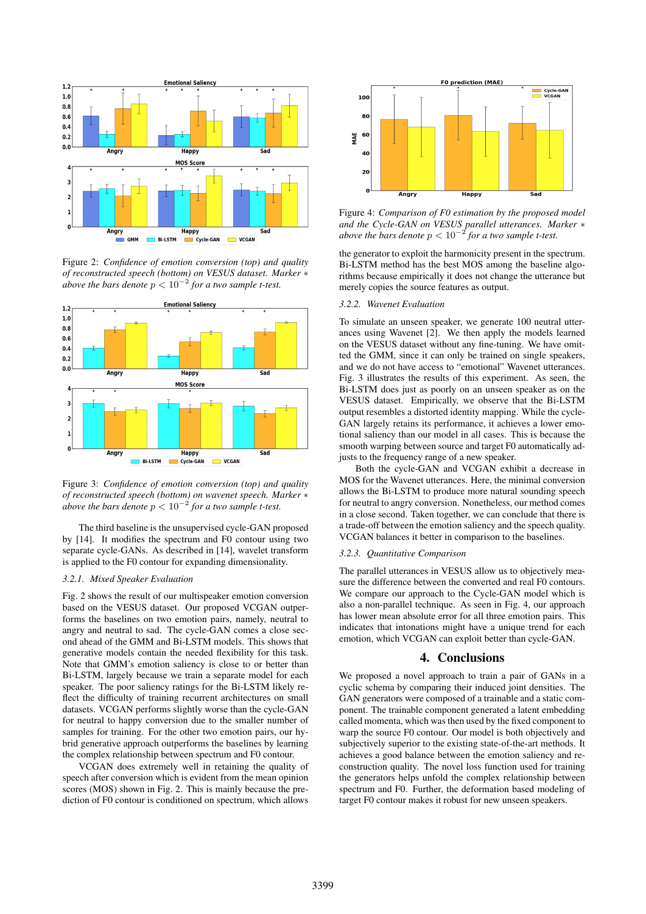Figure 2: *Confidence of emotion conversion (top) and quality of reconstructed speech (bottom) on VESUS dataset. Marker* $*$ *above the bars denote* $p < 10^{-2}$ *for a two sample t-test.*

Figure 3: *Confidence of emotion conversion (top) and quality of reconstructed speech (bottom) on wavenet speech. Marker* $*$ *above the bars denote* $p < 10^{-2}$ *for a two sample t-test.*

The third baseline is the unsupervised cycle-GAN proposed by [14]. It modifies the spectrum and F0 contour using two separate cycle-GANs. As described in [14], wavelet transform is applied to the F0 contour for expanding dimensionality.

### 3.2.1. Mixed Speaker Evaluation

Fig. 2 shows the result of our multispeaker emotion conversion based on the VESUS dataset. Our proposed VCGAN outperforms the baselines on two emotion pairs, namely, neutral to angry and neutral to sad. The cycle-GAN comes a close second and ahead of the GMM and Bi-LSTM models. This shows that generative models contain the needed flexibility for this task. Note that GMM's emotion saliency is close to or better than Bi-LSTM, largely because we train a separate model for each speaker. The poor saliency ratings for the Bi-LSTM likely reflect the difficulty of training recurrent architectures on small datasets. VCGAN performs slightly worse than the cycle-GAN for neutral to happy conversion due to the smaller number of samples for training. For the other two emotion pairs, our hybrid generative approach outperforms the baselines by learning the complex relationship between spectrum and F0 contour.

VCGAN does extremely well in retaining the quality of speech after conversion which is evident from the mean opinion scores (MOS) shown in Fig. 2. This is mainly because the prediction of F0 contour is conditioned on spectrum, which allows the generator to exploit the harmonicity present in the spectrum. Bi-LSTM method has the best MOS among the baseline algorithms because empirically it does not change the utterance but merely copies the source features as output.

Figure 4: *Comparison of F0 estimation by the proposed model and the Cycle-GAN on VESUS parallel utterances. Marker* $*$ *above the bars denote* $p < 10^{-2}$ *for a two sample t-test.*

### 3.2.2. Wavenet Evaluation

To simulate an unseen speaker, we generate 100 neutral utterances using Wavenet [2]. We then apply the models learned on the VESUS dataset without any fine-tuning. We have omitted the GMM, since it can only be trained on single speakers, and we do not have access to "emotional" Wavenet utterances. Fig. 3 illustrates the results of this experiment. As seen, the Bi-LSTM does just as poorly on an unseen speaker as on the VESUS dataset. Empirically, we observe that the Bi-LSTM output resembles a distorted identity mapping. While the cycle-GAN largely retains its performance, it achieves a lower emotional saliency than our model in all cases. This is because the smooth warping between source and target F0 automatically adjusts to the frequency range of a new speaker.

Both the cycle-GAN and VCGAN exhibit a decrease in MOS for the Wavenet utterances. Here, the minimal conversion allows the Bi-LSTM to produce more natural sounding speech for neutral to angry conversion. Nonetheless, our method comes in a close second. Taken together, we can conclude that there is a trade-off between the emotion saliency and the speech quality. VCGAN balances it better in comparison to the baselines.

### 3.2.3. Quantitative Comparison

The parallel utterances in VESUS allow us to objectively measure the difference between the converted and real F0 contours. We compare our approach to the Cycle-GAN model which is also a non-parallel technique. As seen in Fig. 4, our approach has lower mean absolute error for all three emotion pairs. This indicates that intonations might have a unique trend for each emotion, which VCGAN can exploit better than cycle-GAN.

## 4. Conclusions

We proposed a novel approach to train a pair of GANs in a cyclic schema by comparing their induced joint densities. The GAN generators were composed of a trainable and a static component. The trainable component generated a latent embedding called momenta, which was then used by the fixed component to warp the source F0 contour. Our model is both objectively and subjectively superior to the existing state-of-the-art methods. It achieves a good balance between the emotion saliency and reconstruction quality. The novel loss function used for training the generators helps unfold the complex relationship between spectrum and F0. Further, the deformation based modeling of target F0 contour makes it robust for new unseen speakers.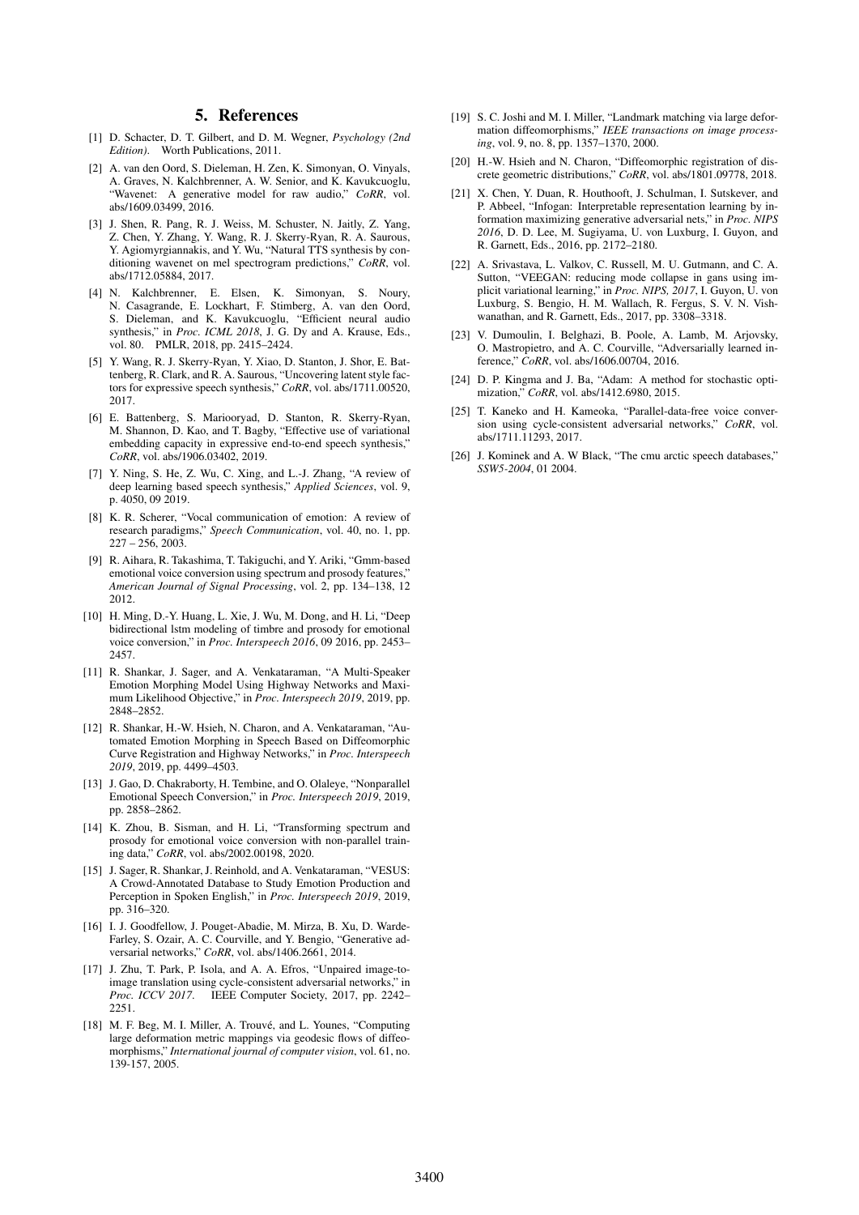## 5. References

[1] D. Schacter, D. T. Gilbert, and D. M. Wegner, *Psychology (2nd Edition)*. Worth Publications, 2011.

[2] A. van den Oord, S. Dieleman, H. Zen, K. Simonyan, O. Vinyals, A. Graves, N. Kalchbrenner, A. W. Senior, and K. Kavukcuoglu, "Wavenet: A generative model for raw audio," *CoRR*, vol. abs/1609.03499, 2016.

[3] J. Shen, R. Pang, R. J. Weiss, M. Schuster, N. Jaitly, Z. Yang, Z. Chen, Y. Zhang, Y. Wang, R. J. Skerry-Ryan, R. A. Saurous, Y. Agiomyrgiannakis, and Y. Wu, "Natural TTS synthesis by conditioning wavenet on mel spectrogram predictions," *CoRR*, vol. abs/1712.05884, 2017.

[4] N. Kalchbrenner, E. Elsen, K. Simonyan, S. Noury, N. Casagrande, E. Lockhart, F. Stimberg, A. van den Oord, S. Dieleman, and K. Kavukcuoglu, "Efficient neural audio synthesis," in *Proc. ICML 2018*, J. G. Dy and A. Krause, Eds., vol. 80. PMLR, 2018, pp. 2415–2424.

[5] Y. Wang, R. J. Skerry-Ryan, Y. Xiao, D. Stanton, J. Shor, E. Battenberg, R. Clark, and R. A. Saurous, "Uncovering latent style factors for expressive speech synthesis," *CoRR*, vol. abs/1711.00520, 2017.

[6] E. Battenberg, S. Mariooryad, D. Stanton, R. Skerry-Ryan, M. Shannon, D. Kao, and T. Bagby, "Effective use of variational embedding capacity in expressive end-to-end speech synthesis," *CoRR*, vol. abs/1906.03402, 2019.

[7] Y. Ning, S. He, Z. Wu, C. Xing, and L.-J. Zhang, "A review of deep learning based speech synthesis," *Applied Sciences*, vol. 9, p. 4050, 09 2019.

[8] K. R. Scherer, "Vocal communication of emotion: A review of research paradigms," *Speech Communication*, vol. 40, no. 1, pp. 227 – 256, 2003.

[9] R. Aihara, R. Takashima, T. Takiguchi, and Y. Ariki, "Gmm-based emotional voice conversion using spectrum and prosody features," *American Journal of Signal Processing*, vol. 2, pp. 134–138, 12 2012.

[10] H. Ming, D.-Y. Huang, L. Xie, J. Wu, M. Dong, and H. Li, "Deep bidirectional lstm modeling of timbre and prosody for emotional voice conversion," in *Proc. Interspeech 2016*, 09 2016, pp. 2453–2457.

[11] R. Shankar, J. Sager, and A. Venkataraman, "A Multi-Speaker Emotion Morphing Model Using Highway Networks and Maximum Likelihood Objective," in *Proc. Interspeech 2019*, 2019, pp. 2848–2852.

[12] R. Shankar, H.-W. Hsieh, N. Charon, and A. Venkataraman, "Automated Emotion Morphing in Speech Based on Diffeomorphic Curve Registration and Highway Networks," in *Proc. Interspeech 2019*, 2019, pp. 4499–4503.

[13] J. Gao, D. Chakraborty, H. Tembine, and O. Olaleye, "Nonparallel Emotional Speech Conversion," in *Proc. Interspeech 2019*, 2019, pp. 2858–2862.

[14] K. Zhou, B. Sisman, and H. Li, "Transforming spectrum and prosody for emotional voice conversion with non-parallel training data," *CoRR*, vol. abs/2002.00198, 2020.

[15] J. Sager, R. Shankar, J. Reinhold, and A. Venkataraman, "VESUS: A Crowd-Annotated Database to Study Emotion Production and Perception in Spoken English," in *Proc. Interspeech 2019*, 2019, pp. 316–320.

[16] I. J. Goodfellow, J. Pouget-Abadie, M. Mirza, B. Xu, D. Warde-Farley, S. Ozair, A. C. Courville, and Y. Bengio, "Generative adversarial networks," *CoRR*, vol. abs/1406.2661, 2014.

[17] J. Zhu, T. Park, P. Isola, and A. A. Efros, "Unpaired image-to-image translation using cycle-consistent adversarial networks," in *Proc. ICCV 2017*. IEEE Computer Society, 2017, pp. 2242–2251.

[18] M. F. Beg, M. I. Miller, A. Trouvé, and L. Younes, "Computing large deformation metric mappings via geodesic flows of diffeomorphisms," *International journal of computer vision*, vol. 61, no. 139-157, 2005.

[19] S. C. Joshi and M. I. Miller, "Landmark matching via large deformation diffeomorphisms," *IEEE transactions on image processing*, vol. 9, no. 8, pp. 1357–1370, 2000.

[20] H.-W. Hsieh and N. Charon, "Diffeomorphic registration of discrete geometric distributions," *CoRR*, vol. abs/1801.09778, 2018.

[21] X. Chen, Y. Duan, R. Houthooft, J. Schulman, I. Sutskever, and P. Abbeel, "Infogan: Interpretable representation learning by information maximizing generative adversarial nets," in *Proc. NIPS 2016*, D. D. Lee, M. Sugiyama, U. von Luxburg, I. Guyon, and R. Garnett, Eds., 2016, pp. 2172–2180.

[22] A. Srivastava, L. Valkov, C. Russell, M. U. Gutmann, and C. A. Sutton, "VEEGAN: reducing mode collapse in gans using implicit variational learning," in *Proc. NIPS, 2017*, I. Guyon, U. von Luxburg, S. Bengio, H. M. Wallach, R. Fergus, S. V. N. Vishwanathan, and R. Garnett, Eds., 2017, pp. 3308–3318.

[23] V. Dumoulin, I. Belghazi, B. Poole, A. Lamb, M. Arjovsky, O. Mastropietro, and A. C. Courville, "Adversarially learned inference," *CoRR*, vol. abs/1606.00704, 2016.

[24] D. P. Kingma and J. Ba, "Adam: A method for stochastic optimization," *CoRR*, vol. abs/1412.6980, 2015.

[25] T. Kaneko and H. Kameoka, "Parallel-data-free voice conversion using cycle-consistent adversarial networks," *CoRR*, vol. abs/1711.11293, 2017.

[26] J. Kominek and A. W Black, "The cmu arctic speech databases," *SSW5-2004*, 01 2004.